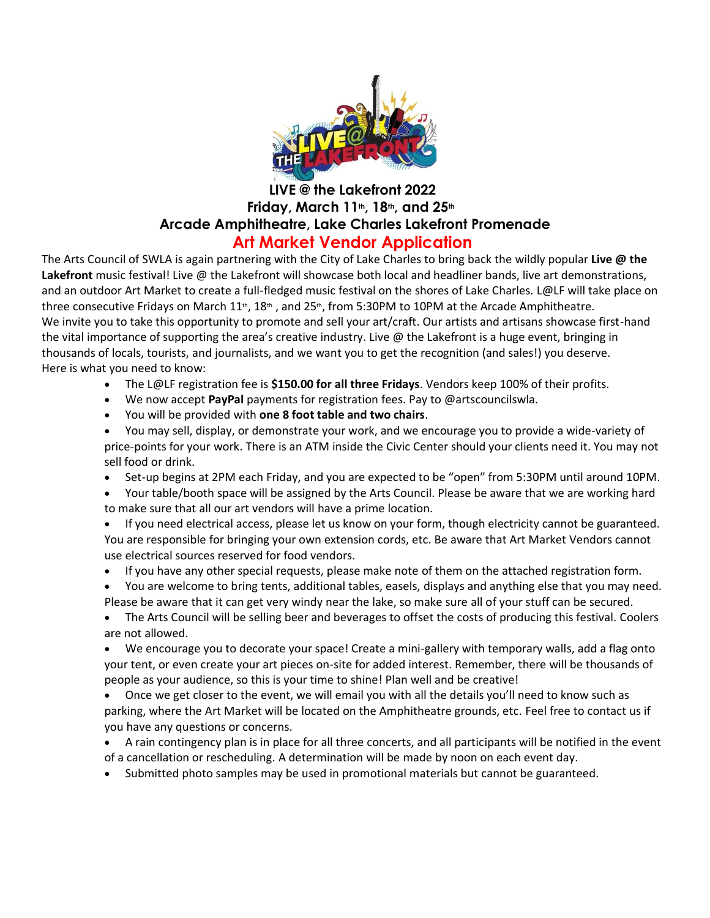# LIVE @ the Lakefront 2022

## Friday, March 11th, 18th, and 25th

## Arcade Amphitheatre, Lake Charles Lakefront Promenade

# Art Market Vendor Application

The Arts Council of SWLA is again partnering with the City of Lake Charles to bring back the wildly popular **Live @ the Lakefront** music festival! Live @ the Lakefront will showcase both local and headliner bands, live art demonstrations, and an outdoor Art Market to create a full-fledged music festival on the shores of Lake Charles. L@LF will take place on three consecutive Fridays on March 11th, 18th , and 25th, from 5:30PM to 10PM at the Arcade Amphitheatre.

We invite you to take this opportunity to promote and sell your art/craft. Our artists and artisans showcase first-hand the vital importance of supporting the area's creative industry. Live @ the Lakefront is a huge event, bringing in thousands of locals, tourists, and journalists, and we want you to get the recognition (and sales!) you deserve.

Here is what you need to know:

- The L@LF registration fee is **$150.00 for all three Fridays**. Vendors keep 100% of their profits.
- We now accept **PayPal** payments for registration fees. Pay to @artscouncilswla.
- You will be provided with **one 8 foot table and two chairs**.
- You may sell, display, or demonstrate your work, and we encourage you to provide a wide-variety of price-points for your work. There is an ATM inside the Civic Center should your clients need it. You may not sell food or drink.
- Set-up begins at 2PM each Friday, and you are expected to be "open" from 5:30PM until around 10PM.
- Your table/booth space will be assigned by the Arts Council. Please be aware that we are working hard to make sure that all our art vendors will have a prime location.
- If you need electrical access, please let us know on your form, though electricity cannot be guaranteed. You are responsible for bringing your own extension cords, etc. Be aware that Art Market Vendors cannot use electrical sources reserved for food vendors.
- If you have any other special requests, please make note of them on the attached registration form.
- You are welcome to bring tents, additional tables, easels, displays and anything else that you may need. Please be aware that it can get very windy near the lake, so make sure all of your stuff can be secured.
- The Arts Council will be selling beer and beverages to offset the costs of producing this festival. Coolers are not allowed.
- We encourage you to decorate your space! Create a mini-gallery with temporary walls, add a flag onto your tent, or even create your art pieces on-site for added interest. Remember, there will be thousands of people as your audience, so this is your time to shine! Plan well and be creative!
- Once we get closer to the event, we will email you with all the details you'll need to know such as parking, where the Art Market will be located on the Amphitheatre grounds, etc. Feel free to contact us if you have any questions or concerns.
- A rain contingency plan is in place for all three concerts, and all participants will be notified in the event of a cancellation or rescheduling. A determination will be made by noon on each event day.
- Submitted photo samples may be used in promotional materials but cannot be guaranteed.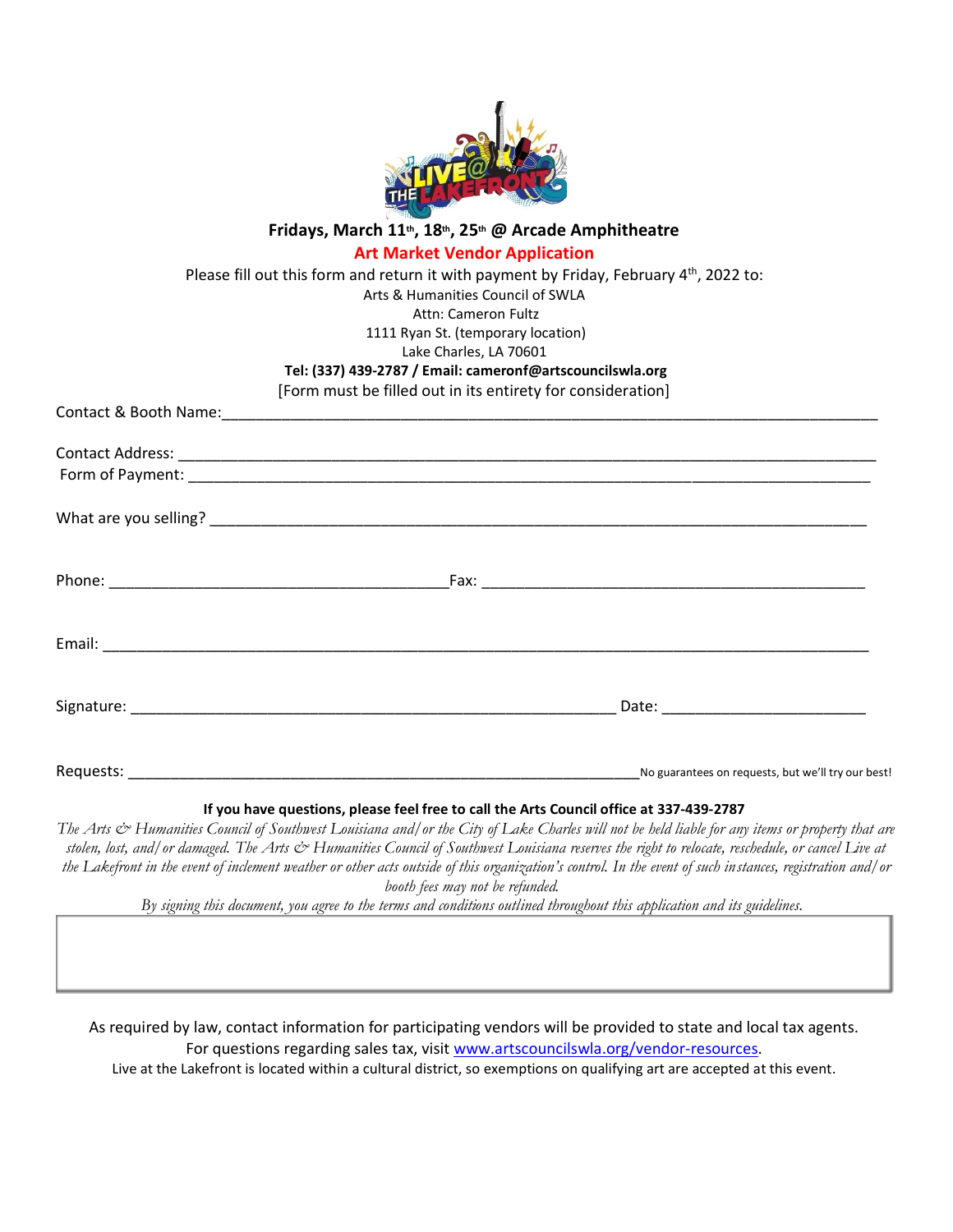**Fridays, March 11th, 18th, 25th @ Arcade Amphitheatre**

## Art Market Vendor Application

Please fill out this form and return it with payment by Friday, February 4th, 2022 to:

Arts & Humanities Council of SWLA
Attn: Cameron Fultz
1111 Ryan St. (temporary location)
Lake Charles, LA 70601

**Tel: (337) 439-2787 / Email: cameronf@artscouncilswla.org**

[Form must be filled out in its entirety for consideration]

Contact & Booth Name:_______________________________________________________________________________

Contact Address: ____________________________________________________________________________

Form of Payment: ____________________________________________________________________________

What are you selling? ________________________________________________________________________

Phone: ________________________________________Fax: ______________________________________________

Email: ______________________________________________________________________________________

Signature: ________________________________________________________ Date: _______________________

Requests: ____________________________________________________________No guarantees on requests, but we'll try our best!

**If you have questions, please feel free to call the Arts Council office at 337-439-2787**

*The Arts & Humanities Council of Southwest Louisiana and/or the City of Lake Charles will not be held liable for any items or property that are stolen, lost, and/or damaged. The Arts & Humanities Council of Southwest Louisiana reserves the right to relocate, reschedule, or cancel Live at the Lakefront in the event of inclement weather or other acts outside of this organization's control. In the event of such instances, registration and/or booth fees may not be refunded.*

*By signing this document, you agree to the terms and conditions outlined throughout this application and its guidelines.*

As required by law, contact information for participating vendors will be provided to state and local tax agents.
For questions regarding sales tax, visit www.artscouncilswla.org/vendor-resources.
Live at the Lakefront is located within a cultural district, so exemptions on qualifying art are accepted at this event.